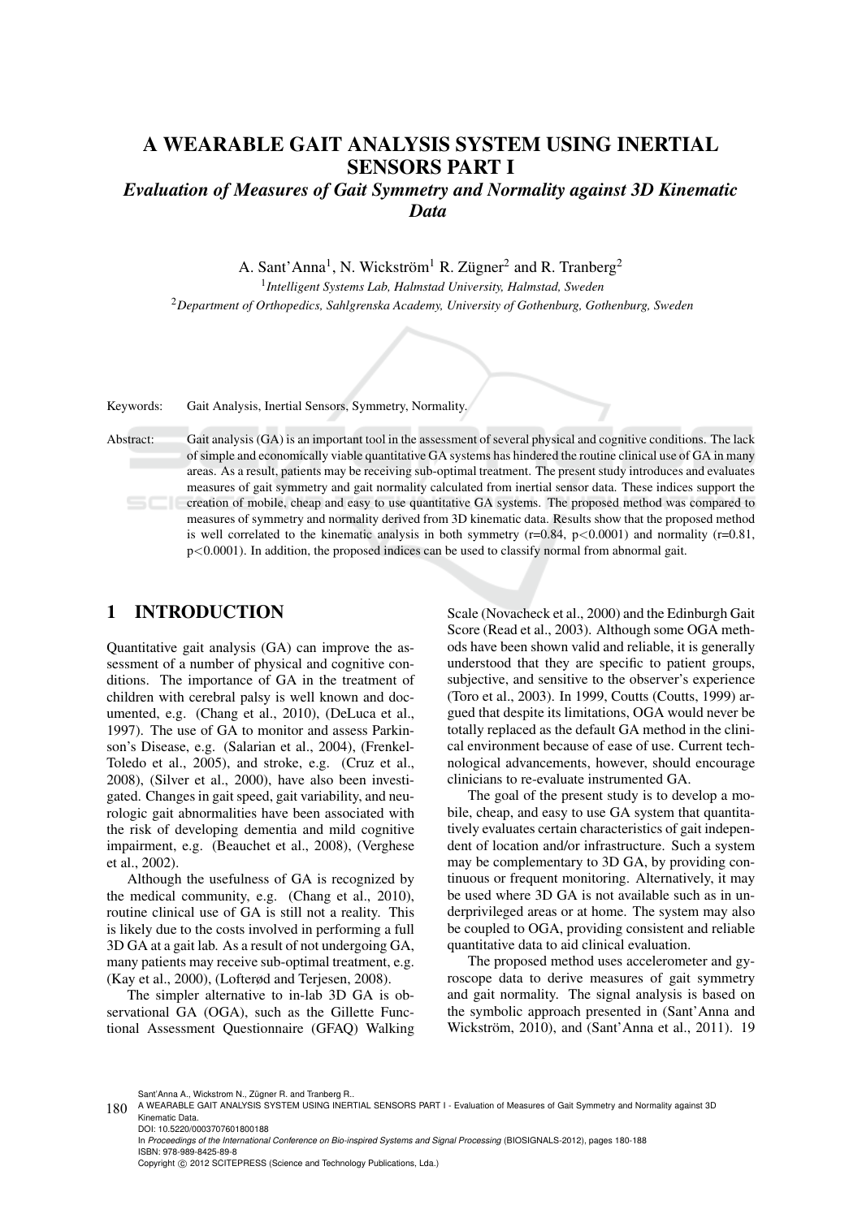# A WEARABLE GAIT ANALYSIS SYSTEM USING INERTIAL SENSORS PART I

## *Evaluation of Measures of Gait Symmetry and Normality against 3D Kinematic Data*

A. Sant'Anna[1], N. Wickström[1] R. Zügner[2] and R. Tranberg[2]

[1] *Intelligent Systems Lab, Halmstad University, Halmstad, Sweden*

[2] *Department of Orthopedics, Sahlgrenska Academy, University of Gothenburg, Gothenburg, Sweden*

Keywords: Gait Analysis, Inertial Sensors, Symmetry, Normality.

Abstract: Gait analysis (GA) is an important tool in the assessment of several physical and cognitive conditions. The lack of simple and economically viable quantitative GA systems has hindered the routine clinical use of GA in many areas. As a result, patients may be receiving sub-optimal treatment. The present study introduces and evaluates measures of gait symmetry and gait normality calculated from inertial sensor data. These indices support the creation of mobile, cheap and easy to use quantitative GA systems. The proposed method was compared to measures of symmetry and normality derived from 3D kinematic data. Results show that the proposed method is well correlated to the kinematic analysis in both symmetry (r=0.84, p<0.0001) and normality (r=0.81, p<0.0001). In addition, the proposed indices can be used to classify normal from abnormal gait.

## 1 INTRODUCTION

Quantitative gait analysis (GA) can improve the assessment of a number of physical and cognitive conditions. The importance of GA in the treatment of children with cerebral palsy is well known and documented, e.g. (Chang et al., 2010), (DeLuca et al., 1997). The use of GA to monitor and assess Parkinson's Disease, e.g. (Salarian et al., 2004), (Frenkel-Toledo et al., 2005), and stroke, e.g. (Cruz et al., 2008), (Silver et al., 2000), have also been investigated. Changes in gait speed, gait variability, and neurologic gait abnormalities have been associated with the risk of developing dementia and mild cognitive impairment, e.g. (Beauchet et al., 2008), (Verghese et al., 2002).

Although the usefulness of GA is recognized by the medical community, e.g. (Chang et al., 2010), routine clinical use of GA is still not a reality. This is likely due to the costs involved in performing a full 3D GA at a gait lab. As a result of not undergoing GA, many patients may receive sub-optimal treatment, e.g. (Kay et al., 2000), (Lofterød and Terjesen, 2008).

The simpler alternative to in-lab 3D GA is observational GA (OGA), such as the Gillette Functional Assessment Questionnaire (GFAQ) Walking Scale (Novacheck et al., 2000) and the Edinburgh Gait Score (Read et al., 2003). Although some OGA methods have been shown valid and reliable, it is generally understood that they are specific to patient groups, subjective, and sensitive to the observer's experience (Toro et al., 2003). In 1999, Coutts (Coutts, 1999) argued that despite its limitations, OGA would never be totally replaced as the default GA method in the clinical environment because of ease of use. Current technological advancements, however, should encourage clinicians to re-evaluate instrumented GA.

The goal of the present study is to develop a mobile, cheap, and easy to use GA system that quantitatively evaluates certain characteristics of gait independent of location and/or infrastructure. Such a system may be complementary to 3D GA, by providing continuous or frequent monitoring. Alternatively, it may be used where 3D GA is not available such as in underprivileged areas or at home. The system may also be coupled to OGA, providing consistent and reliable quantitative data to aid clinical evaluation.

The proposed method uses accelerometer and gyroscope data to derive measures of gait symmetry and gait normality. The signal analysis is based on the symbolic approach presented in (Sant'Anna and Wickström, 2010), and (Sant'Anna et al., 2011). 19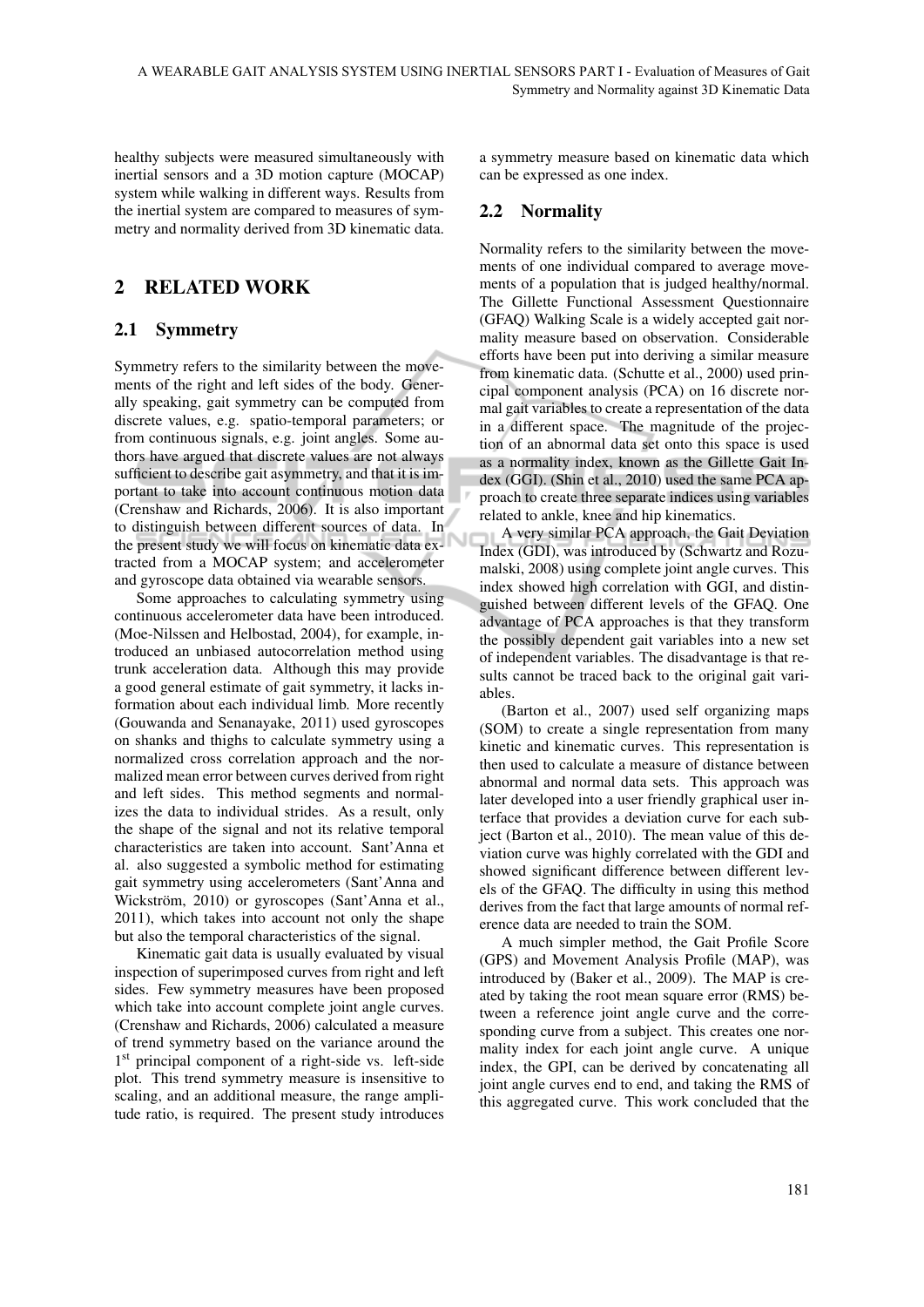healthy subjects were measured simultaneously with inertial sensors and a 3D motion capture (MOCAP) system while walking in different ways. Results from the inertial system are compared to measures of symmetry and normality derived from 3D kinematic data.

## 2 RELATED WORK

### 2.1 Symmetry

Symmetry refers to the similarity between the movements of the right and left sides of the body. Generally speaking, gait symmetry can be computed from discrete values, e.g. spatio-temporal parameters; or from continuous signals, e.g. joint angles. Some authors have argued that discrete values are not always sufficient to describe gait asymmetry, and that it is important to take into account continuous motion data (Crenshaw and Richards, 2006). It is also important to distinguish between different sources of data. In the present study we will focus on kinematic data extracted from a MOCAP system; and accelerometer and gyroscope data obtained via wearable sensors.

Some approaches to calculating symmetry using continuous accelerometer data have been introduced. (Moe-Nilssen and Helbostad, 2004), for example, introduced an unbiased autocorrelation method using trunk acceleration data. Although this may provide a good general estimate of gait symmetry, it lacks information about each individual limb. More recently (Gouwanda and Senanayake, 2011) used gyroscopes on shanks and thighs to calculate symmetry using a normalized cross correlation approach and the normalized mean error between curves derived from right and left sides. This method segments and normalizes the data to individual strides. As a result, only the shape of the signal and not its relative temporal characteristics are taken into account. Sant'Anna et al. also suggested a symbolic method for estimating gait symmetry using accelerometers (Sant'Anna and Wickström, 2010) or gyroscopes (Sant'Anna et al., 2011), which takes into account not only the shape but also the temporal characteristics of the signal.

Kinematic gait data is usually evaluated by visual inspection of superimposed curves from right and left sides. Few symmetry measures have been proposed which take into account complete joint angle curves. (Crenshaw and Richards, 2006) calculated a measure of trend symmetry based on the variance around the 1st principal component of a right-side vs. left-side plot. This trend symmetry measure is insensitive to scaling, and an additional measure, the range amplitude ratio, is required. The present study introduces a symmetry measure based on kinematic data which can be expressed as one index.

### 2.2 Normality

Normality refers to the similarity between the movements of one individual compared to average movements of a population that is judged healthy/normal. The Gillette Functional Assessment Questionnaire (GFAQ) Walking Scale is a widely accepted gait normality measure based on observation. Considerable efforts have been put into deriving a similar measure from kinematic data. (Schutte et al., 2000) used principal component analysis (PCA) on 16 discrete normal gait variables to create a representation of the data in a different space. The magnitude of the projection of an abnormal data set onto this space is used as a normality index, known as the Gillette Gait Index (GGI). (Shin et al., 2010) used the same PCA approach to create three separate indices using variables related to ankle, knee and hip kinematics.

A very similar PCA approach, the Gait Deviation Index (GDI), was introduced by (Schwartz and Rozumalski, 2008) using complete joint angle curves. This index showed high correlation with GGI, and distinguished between different levels of the GFAQ. One advantage of PCA approaches is that they transform the possibly dependent gait variables into a new set of independent variables. The disadvantage is that results cannot be traced back to the original gait variables.

(Barton et al., 2007) used self organizing maps (SOM) to create a single representation from many kinetic and kinematic curves. This representation is then used to calculate a measure of distance between abnormal and normal data sets. This approach was later developed into a user friendly graphical user interface that provides a deviation curve for each subject (Barton et al., 2010). The mean value of this deviation curve was highly correlated with the GDI and showed significant difference between different levels of the GFAQ. The difficulty in using this method derives from the fact that large amounts of normal reference data are needed to train the SOM.

A much simpler method, the Gait Profile Score (GPS) and Movement Analysis Profile (MAP), was introduced by (Baker et al., 2009). The MAP is created by taking the root mean square error (RMS) between a reference joint angle curve and the corresponding curve from a subject. This creates one normality index for each joint angle curve. A unique index, the GPI, can be derived by concatenating all joint angle curves end to end, and taking the RMS of this aggregated curve. This work concluded that the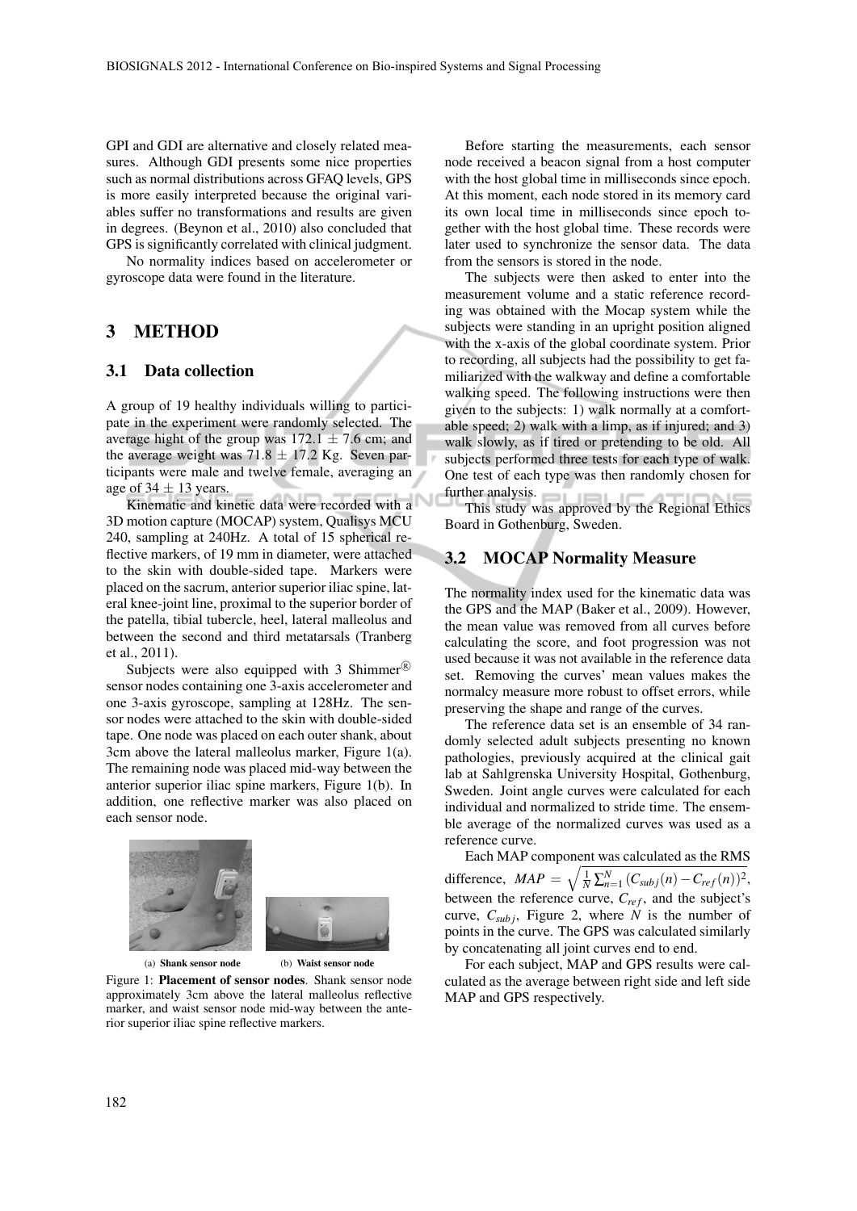GPI and GDI are alternative and closely related measures. Although GDI presents some nice properties such as normal distributions across GFAQ levels, GPS is more easily interpreted because the original variables suffer no transformations and results are given in degrees. (Beynon et al., 2010) also concluded that GPS is significantly correlated with clinical judgment.

No normality indices based on accelerometer or gyroscope data were found in the literature.

# 3 METHOD

## 3.1 Data collection

A group of 19 healthy individuals willing to participate in the experiment were randomly selected. The average hight of the group was $172.1 \pm 7.6$ cm; and the average weight was $71.8 \pm 17.2$ Kg. Seven participants were male and twelve female, averaging an age of $34 \pm 13$ years.

Kinematic and kinetic data were recorded with a 3D motion capture (MOCAP) system, Qualisys MCU 240, sampling at 240Hz. A total of 15 spherical reflective markers, of 19 mm in diameter, were attached to the skin with double-sided tape. Markers were placed on the sacrum, anterior superior iliac spine, lateral knee-joint line, proximal to the superior border of the patella, tibial tubercle, heel, lateral malleolus and between the second and third metatarsals (Tranberg et al., 2011).

Subjects were also equipped with 3 Shimmer® sensor nodes containing one 3-axis accelerometer and one 3-axis gyroscope, sampling at 128Hz. The sensor nodes were attached to the skin with double-sided tape. One node was placed on each outer shank, about 3cm above the lateral malleolus marker, Figure 1(a). The remaining node was placed mid-way between the anterior superior iliac spine markers, Figure 1(b). In addition, one reflective marker was also placed on each sensor node.

(a) **Shank sensor node** (b) **Waist sensor node**

Figure 1: **Placement of sensor nodes**. Shank sensor node approximately 3cm above the lateral malleolus reflective marker, and waist sensor node mid-way between the anterior superior iliac spine reflective markers.

Before starting the measurements, each sensor node received a beacon signal from a host computer with the host global time in milliseconds since epoch. At this moment, each node stored in its memory card its own local time in milliseconds since epoch together with the host global time. These records were later used to synchronize the sensor data. The data from the sensors is stored in the node.

The subjects were then asked to enter into the measurement volume and a static reference recording was obtained with the Mocap system while the subjects were standing in an upright position aligned with the x-axis of the global coordinate system. Prior to recording, all subjects had the possibility to get familiarized with the walkway and define a comfortable walking speed. The following instructions were then given to the subjects: 1) walk normally at a comfortable speed; 2) walk with a limp, as if injured; and 3) walk slowly, as if tired or pretending to be old. All subjects performed three tests for each type of walk. One test of each type was then randomly chosen for further analysis.

This study was approved by the Regional Ethics Board in Gothenburg, Sweden.

## 3.2 MOCAP Normality Measure

The normality index used for the kinematic data was the GPS and the MAP (Baker et al., 2009). However, the mean value was removed from all curves before calculating the score, and foot progression was not used because it was not available in the reference data set. Removing the curves' mean values makes the normalcy measure more robust to offset errors, while preserving the shape and range of the curves.

The reference data set is an ensemble of 34 randomly selected adult subjects presenting no known pathologies, previously acquired at the clinical gait lab at Sahlgrenska University Hospital, Gothenburg, Sweden. Joint angle curves were calculated for each individual and normalized to stride time. The ensemble average of the normalized curves was used as a reference curve.

Each MAP component was calculated as the RMS difference, $MAP = \sqrt{\frac{1}{N}\sum_{n=1}^{N}(C_{subj}(n) - C_{ref}(n))^2}$, between the reference curve, $C_{ref}$, and the subject's curve, $C_{subj}$, Figure 2, where $N$ is the number of points in the curve. The GPS was calculated similarly by concatenating all joint curves end to end.

For each subject, MAP and GPS results were calculated as the average between right side and left side MAP and GPS respectively.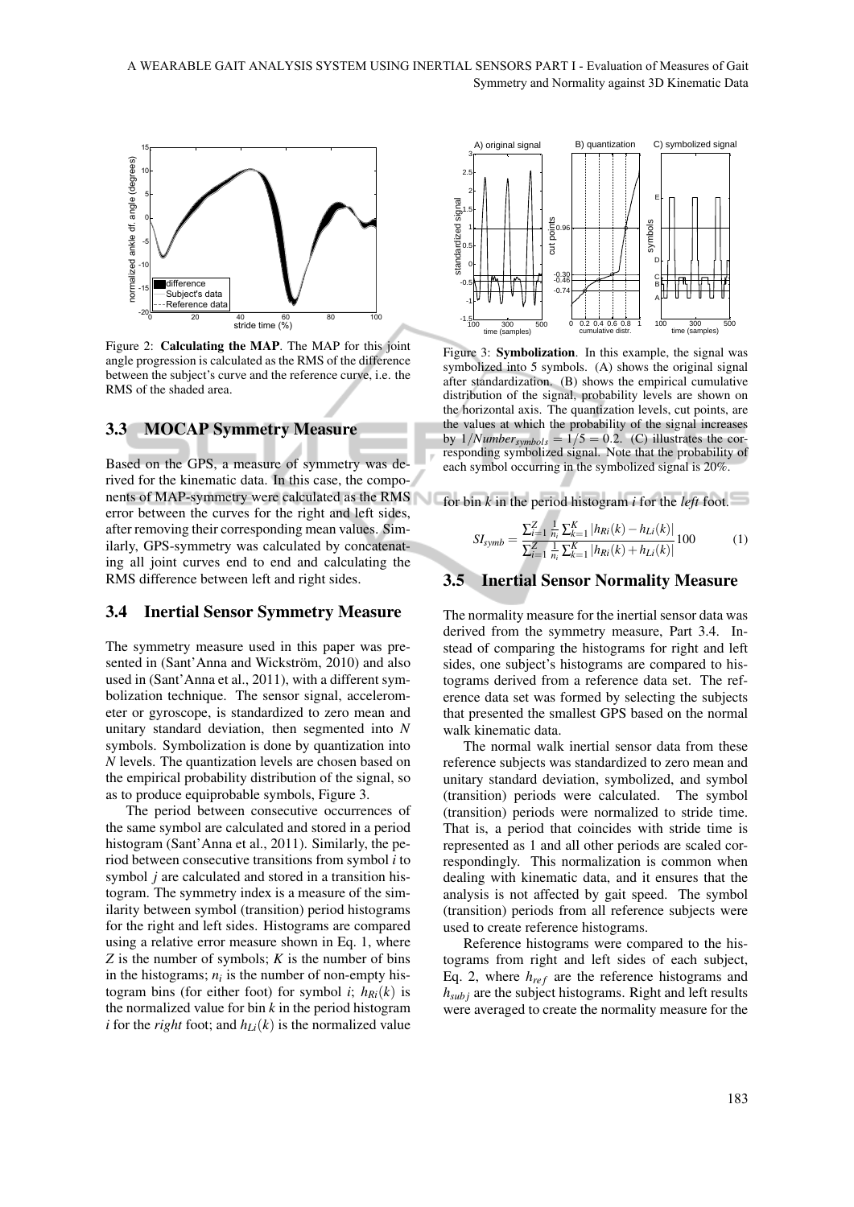Figure 2: **Calculating the MAP**. The MAP for this joint angle progression is calculated as the RMS of the difference between the subject's curve and the reference curve, i.e. the RMS of the shaded area.

Figure 3: **Symbolization**. In this example, the signal was symbolized into 5 symbols. (A) shows the original signal after standardization. (B) shows the empirical cumulative distribution of the signal, probability levels are shown on the horizontal axis. The quantization levels, cut points, are the values at which the probability of the signal increases by $1/Number_{symbols} = 1/5 = 0.2$. (C) illustrates the corresponding symbolized signal. Note that the probability of each symbol occurring in the symbolized signal is 20%.

### 3.3 MOCAP Symmetry Measure

Based on the GPS, a measure of symmetry was derived for the kinematic data. In this case, the components of MAP-symmetry were calculated as the RMS error between the curves for the right and left sides, after removing their corresponding mean values. Similarly, GPS-symmetry was calculated by concatenating all joint curves end to end and calculating the RMS difference between left and right sides.

### 3.4 Inertial Sensor Symmetry Measure

The symmetry measure used in this paper was presented in (Sant'Anna and Wickström, 2010) and also used in (Sant'Anna et al., 2011), with a different symbolization technique. The sensor signal, accelerometer or gyroscope, is standardized to zero mean and unitary standard deviation, then segmented into $N$ symbols. Symbolization is done by quantization into $N$ levels. The quantization levels are chosen based on the empirical probability distribution of the signal, so as to produce equiprobable symbols, Figure 3.

The period between consecutive occurrences of the same symbol are calculated and stored in a period histogram (Sant'Anna et al., 2011). Similarly, the period between consecutive transitions from symbol $i$ to symbol $j$ are calculated and stored in a transition histogram. The symmetry index is a measure of the similarity between symbol (transition) period histograms for the right and left sides. Histograms are compared using a relative error measure shown in Eq. 1, where $Z$ is the number of symbols; $K$ is the number of bins in the histograms; $n_i$ is the number of non-empty histogram bins (for either foot) for symbol $i$; $h_{Ri}(k)$ is the normalized value for bin $k$ in the period histogram $i$ for the *right* foot; and $h_{Li}(k)$ is the normalized value for bin $k$ in the period histogram $i$ for the *left* foot.

$$SI_{symb} = \frac{\sum_{i=1}^{Z} \frac{1}{n_i} \sum_{k=1}^{K} |h_{Ri}(k) - h_{Li}(k)|}{\sum_{i=1}^{Z} \frac{1}{n_i} \sum_{k=1}^{K} |h_{Ri}(k) + h_{Li}(k)|} 100 \qquad (1)$$

### 3.5 Inertial Sensor Normality Measure

The normality measure for the inertial sensor data was derived from the symmetry measure, Part 3.4. Instead of comparing the histograms for right and left sides, one subject's histograms are compared to histograms derived from a reference data set. The reference data set was formed by selecting the subjects that presented the smallest GPS based on the normal walk kinematic data.

The normal walk inertial sensor data from these reference subjects was standardized to zero mean and unitary standard deviation, symbolized, and symbol (transition) periods were calculated. The symbol (transition) periods were normalized to stride time. That is, a period that coincides with stride time is represented as 1 and all other periods are scaled correspondingly. This normalization is common when dealing with kinematic data, and it ensures that the analysis is not affected by gait speed. The symbol (transition) periods from all reference subjects were used to create reference histograms.

Reference histograms were compared to the histograms from right and left sides of each subject, Eq. 2, where $h_{ref}$ are the reference histograms and $h_{subj}$ are the subject histograms. Right and left results were averaged to create the normality measure for the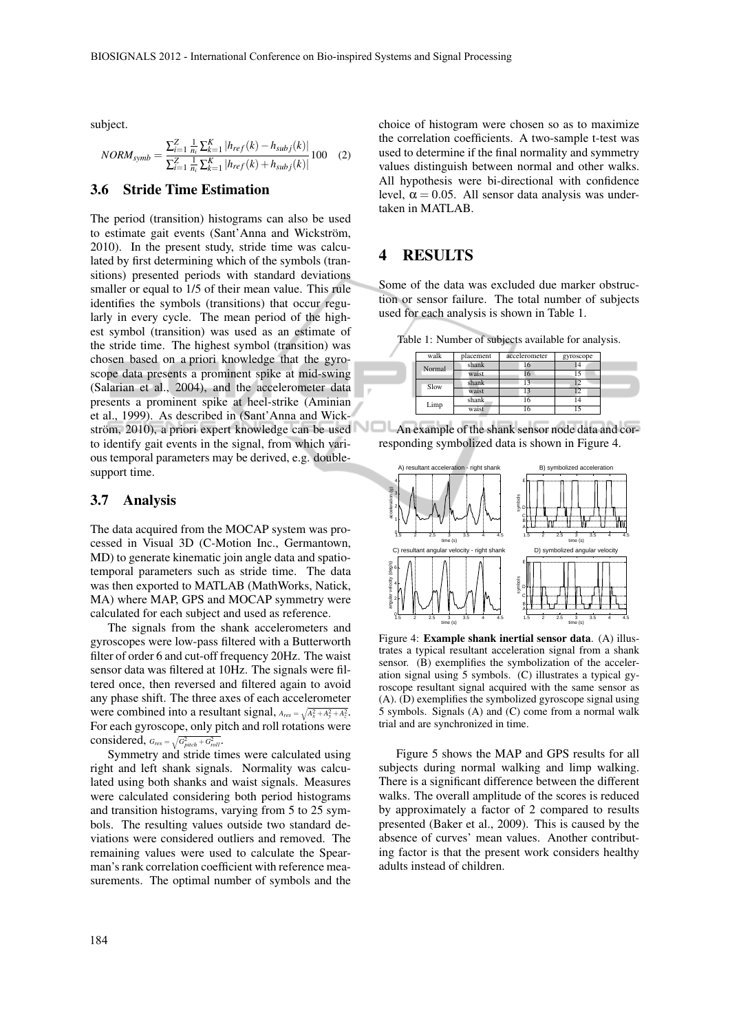subject.

$$NORM_{symb} = \frac{\sum_{i=1}^{Z} \frac{1}{n_i} \sum_{k=1}^{K} |h_{ref}(k) - h_{subj}(k)|}{\sum_{i=1}^{Z} \frac{1}{n_i} \sum_{k=1}^{K} |h_{ref}(k) + h_{subj}(k)|} 100 \quad (2)$$

### 3.6 Stride Time Estimation

The period (transition) histograms can also be used to estimate gait events (Sant'Anna and Wickström, 2010). In the present study, stride time was calculated by first determining which of the symbols (transitions) presented periods with standard deviations smaller or equal to 1/5 of their mean value. This rule identifies the symbols (transitions) that occur regularly in every cycle. The mean period of the highest symbol (transition) was used as an estimate of the stride time. The highest symbol (transition) was chosen based on a priori knowledge that the gyroscope data presents a prominent spike at mid-swing (Salarian et al., 2004), and the accelerometer data presents a prominent spike at heel-strike (Aminian et al., 1999). As described in (Sant'Anna and Wickström, 2010), a priori expert knowledge can be used to identify gait events in the signal, from which various temporal parameters may be derived, e.g. double-support time.

### 3.7 Analysis

The data acquired from the MOCAP system was processed in Visual 3D (C-Motion Inc., Germantown, MD) to generate kinematic join angle data and spatio-temporal parameters such as stride time. The data was then exported to MATLAB (MathWorks, Natick, MA) where MAP, GPS and MOCAP symmetry were calculated for each subject and used as reference.

The signals from the shank accelerometers and gyroscopes were low-pass filtered with a Butterworth filter of order 6 and cut-off frequency 20Hz. The waist sensor data was filtered at 10Hz. The signals were filtered once, then reversed and filtered again to avoid any phase shift. The three axes of each accelerometer were combined into a resultant signal, $A_{res} = \sqrt{A_x^2 + A_y^2 + A_z^2}$. For each gyroscope, only pitch and roll rotations were considered, $G_{res} = \sqrt{G_{pitch}^2 + G_{roll}^2}$.

Symmetry and stride times were calculated using right and left shank signals. Normality was calculated using both shanks and waist signals. Measures were calculated considering both period histograms and transition histograms, varying from 5 to 25 symbols. The resulting values outside two standard deviations were considered outliers and removed. The remaining values were used to calculate the Spearman's rank correlation coefficient with reference measurements. The optimal number of symbols and the choice of histogram were chosen so as to maximize the correlation coefficients. A two-sample t-test was used to determine if the final normality and symmetry values distinguish between normal and other walks. All hypothesis were bi-directional with confidence level, $\alpha = 0.05$. All sensor data analysis was undertaken in MATLAB.

## 4 RESULTS

Some of the data was excluded due marker obstruction or sensor failure. The total number of subjects used for each analysis is shown in Table 1.

Table 1: Number of subjects available for analysis.

| walk | placement | accelerometer | gyroscope |
|---|---|---|---|
| Normal | shank | 16 | 14 |
| | waist | 16 | 15 |
| Slow | shank | 13 | 12 |
| | waist | 13 | 12 |
| Limp | shank | 16 | 14 |
| | waist | 16 | 15 |

An example of the shank sensor node data and corresponding symbolized data is shown in Figure 4.

Figure 4: **Example shank inertial sensor data**. (A) illustrates a typical resultant acceleration signal from a shank sensor. (B) exemplifies the symbolization of the acceleration signal using 5 symbols. (C) illustrates a typical gyroscope resultant signal acquired with the same sensor as (A). (D) exemplifies the symbolized gyroscope signal using 5 symbols. Signals (A) and (C) come from a normal walk trial and are synchronized in time.

Figure 5 shows the MAP and GPS results for all subjects during normal walking and limp walking. There is a significant difference between the different walks. The overall amplitude of the scores is reduced by approximately a factor of 2 compared to results presented (Baker et al., 2009). This is caused by the absence of curves' mean values. Another contributing factor is that the present work considers healthy adults instead of children.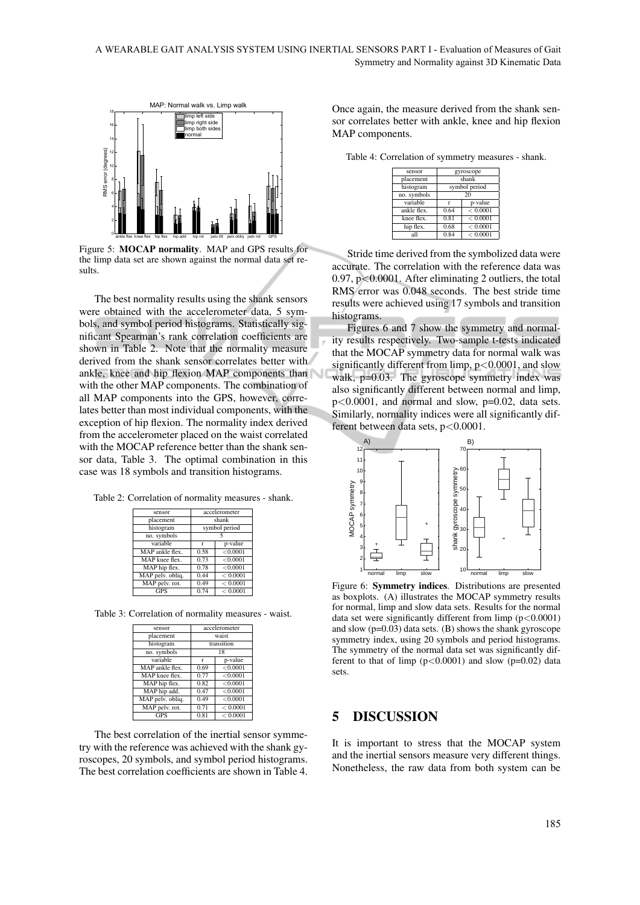Figure 5: **MOCAP normality**. MAP and GPS results for the limp data set are shown against the normal data set results.

The best normality results using the shank sensors were obtained with the accelerometer data, 5 symbols, and symbol period histograms. Statistically significant Spearman's rank correlation coefficients are shown in Table 2. Note that the normality measure derived from the shank sensor correlates better with ankle, knee and hip flexion MAP components than with the other MAP components. The combination of all MAP components into the GPS, however, correlates better than most individual components, with the exception of hip flexion. The normality index derived from the accelerometer placed on the waist correlated with the MOCAP reference better than the shank sensor data, Table 3. The optimal combination in this case was 18 symbols and transition histograms.

Table 2: Correlation of normality measures - shank.

| sensor | accelerometer | |
|---|---|---|
| placement | shank | |
| histogram | symbol period | |
| no. symbols | 5 | |
| variable | r | p-value |
| MAP ankle flex. | 0.58 | <0.0001 |
| MAP knee flex. | 0.73 | <0.0001 |
| MAP hip flex. | 0.78 | <0.0001 |
| MAP pelv. obliq. | 0.44 | < 0.0001 |
| MAP pelv. rot. | 0.49 | < 0.0001 |
| GPS | 0.74 | < 0.0001 |

Table 3: Correlation of normality measures - waist.

| sensor | accelerometer | |
|---|---|---|
| placement | waist | |
| histogram | transition | |
| no. symbols | 18 | |
| variable | r | p-value |
| MAP ankle flex. | 0.69 | <0.0001 |
| MAP knee flex. | 0.77 | <0.0001 |
| MAP hip flex. | 0.82 | <0.0001 |
| MAP hip add. | 0.47 | <0.0001 |
| MAP pelv. obliq. | 0.49 | <0.0001 |
| MAP pelv. rot. | 0.71 | < 0.0001 |
| GPS | 0.81 | < 0.0001 |

The best correlation of the inertial sensor symmetry with the reference was achieved with the shank gyroscopes, 20 symbols, and symbol period histograms. The best correlation coefficients are shown in Table 4. Once again, the measure derived from the shank sensor correlates better with ankle, knee and hip flexion MAP components.

Table 4: Correlation of symmetry measures - shank.

| sensor | gyroscope | |
|---|---|---|
| placement | shank | |
| histogram | symbol period | |
| no. symbols | 20 | |
| variable | r | p-value |
| ankle flex. | 0.64 | < 0.0001 |
| knee flex. | 0.81 | < 0.0001 |
| hip flex. | 0.68 | < 0.0001 |
| all | 0.84 | < 0.0001 |

Stride time derived from the symbolized data were accurate. The correlation with the reference data was 0.97, $p<0.0001$. After eliminating 2 outliers, the total RMS error was 0.048 seconds. The best stride time results were achieved using 17 symbols and transition histograms.

Figures 6 and 7 show the symmetry and normality results respectively. Two-sample t-tests indicated that the MOCAP symmetry data for normal walk was significantly different from limp, $p<0.0001$, and slow walk, $p=0.03$. The gyroscope symmetry index was also significantly different between normal and limp, $p<0.0001$, and normal and slow, $p=0.02$, data sets. Similarly, normality indices were all significantly different between data sets, $p<0.0001$.

Figure 6: **Symmetry indices**. Distributions are presented as boxplots. (A) illustrates the MOCAP symmetry results for normal, limp and slow data sets. Results for the normal data set were significantly different from limp ($p<0.0001$) and slow ($p=0.03$) data sets. (B) shows the shank gyroscope symmetry index, using 20 symbols and period histograms. The symmetry of the normal data set was significantly different to that of limp ($p<0.0001$) and slow ($p=0.02$) data sets.

## 5 DISCUSSION

It is important to stress that the MOCAP system and the inertial sensors measure very different things. Nonetheless, the raw data from both system can be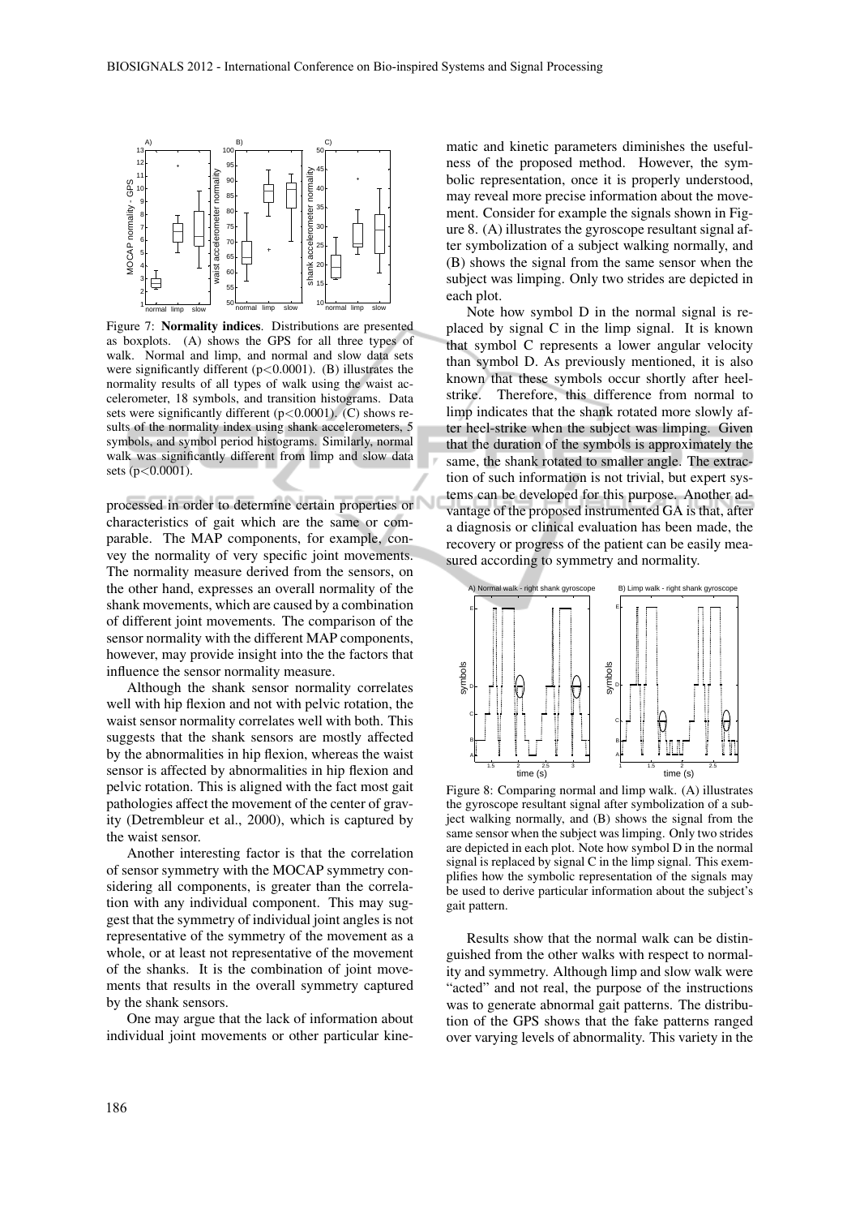Figure 7: **Normality indices**. Distributions are presented as boxplots. (A) shows the GPS for all three types of walk. Normal and limp, and normal and slow data sets were significantly different ($p<0.0001$). (B) illustrates the normality results of all types of walk using the waist accelerometer, 18 symbols, and transition histograms. Data sets were significantly different ($p<0.0001$). (C) shows results of the normality index using shank accelerometers, 5 symbols, and symbol period histograms. Similarly, normal walk was significantly different from limp and slow data sets ($p<0.0001$).

processed in order to determine certain properties or characteristics of gait which are the same or comparable. The MAP components, for example, convey the normality of very specific joint movements. The normality measure derived from the sensors, on the other hand, expresses an overall normality of the shank movements, which are caused by a combination of different joint movements. The comparison of the sensor normality with the different MAP components, however, may provide insight into the the factors that influence the sensor normality measure.

Although the shank sensor normality correlates well with hip flexion and not with pelvic rotation, the waist sensor normality correlates well with both. This suggests that the shank sensors are mostly affected by the abnormalities in hip flexion, whereas the waist sensor is affected by abnormalities in hip flexion and pelvic rotation. This is aligned with the fact most gait pathologies affect the movement of the center of gravity (Detrembleur et al., 2000), which is captured by the waist sensor.

Another interesting factor is that the correlation of sensor symmetry with the MOCAP symmetry considering all components, is greater than the correlation with any individual component. This may suggest that the symmetry of individual joint angles is not representative of the symmetry of the movement as a whole, or at least not representative of the movement of the shanks. It is the combination of joint movements that results in the overall symmetry captured by the shank sensors.

One may argue that the lack of information about individual joint movements or other particular kinematic and kinetic parameters diminishes the usefulness of the proposed method. However, the symbolic representation, once it is properly understood, may reveal more precise information about the movement. Consider for example the signals shown in Figure 8. (A) illustrates the gyroscope resultant signal after symbolization of a subject walking normally, and (B) shows the signal from the same sensor when the subject was limping. Only two strides are depicted in each plot.

Note how symbol D in the normal signal is replaced by signal C in the limp signal. It is known that symbol C represents a lower angular velocity than symbol D. As previously mentioned, it is also known that these symbols occur shortly after heel-strike. Therefore, this difference from normal to limp indicates that the shank rotated more slowly after heel-strike when the subject was limping. Given that the duration of the symbols is approximately the same, the shank rotated to smaller angle. The extraction of such information is not trivial, but expert systems can be developed for this purpose. Another advantage of the proposed instrumented GA is that, after a diagnosis or clinical evaluation has been made, the recovery or progress of the patient can be easily measured according to symmetry and normality.

Figure 8: Comparing normal and limp walk. (A) illustrates the gyroscope resultant signal after symbolization of a subject walking normally, and (B) shows the signal from the same sensor when the subject was limping. Only two strides are depicted in each plot. Note how symbol D in the normal signal is replaced by signal C in the limp signal. This exemplifies how the symbolic representation of the signals may be used to derive particular information about the subject's gait pattern.

Results show that the normal walk can be distinguished from the other walks with respect to normality and symmetry. Although limp and slow walk were "acted" and not real, the purpose of the instructions was to generate abnormal gait patterns. The distribution of the GPS shows that the fake patterns ranged over varying levels of abnormality. This variety in the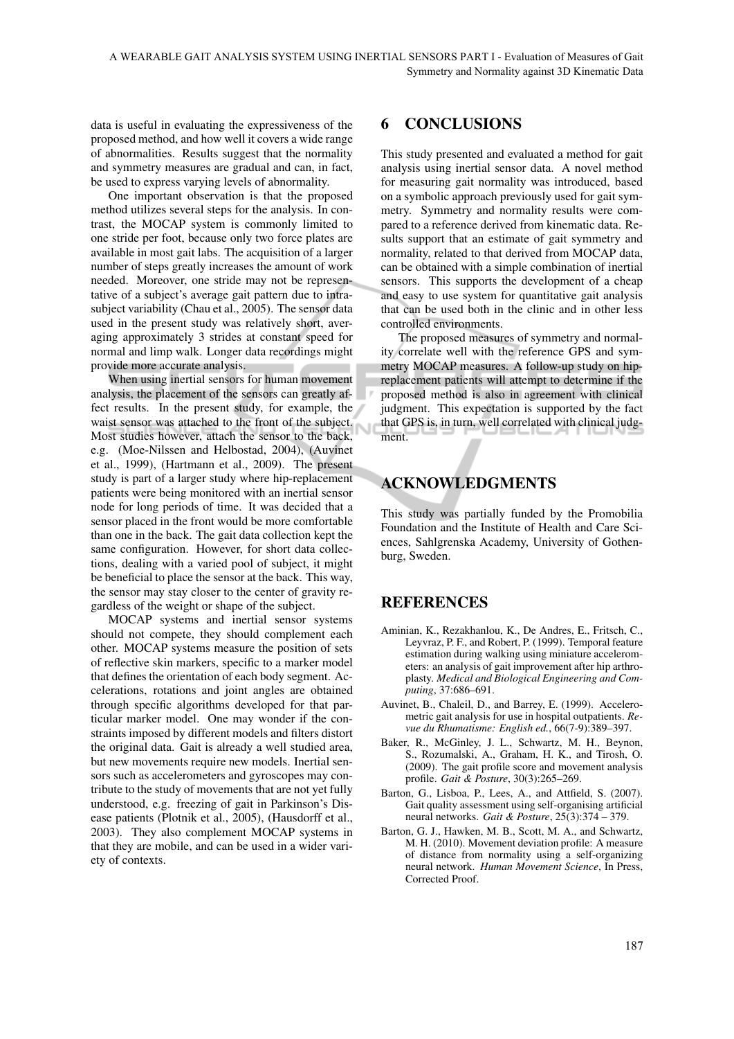data is useful in evaluating the expressiveness of the proposed method, and how well it covers a wide range of abnormalities. Results suggest that the normality and symmetry measures are gradual and can, in fact, be used to express varying levels of abnormality.

One important observation is that the proposed method utilizes several steps for the analysis. In contrast, the MOCAP system is commonly limited to one stride per foot, because only two force plates are available in most gait labs. The acquisition of a larger number of steps greatly increases the amount of work needed. Moreover, one stride may not be representative of a subject's average gait pattern due to intra-subject variability (Chau et al., 2005). The sensor data used in the present study was relatively short, averaging approximately 3 strides at constant speed for normal and limp walk. Longer data recordings might provide more accurate analysis.

When using inertial sensors for human movement analysis, the placement of the sensors can greatly affect results. In the present study, for example, the waist sensor was attached to the front of the subject. Most studies however, attach the sensor to the back, e.g. (Moe-Nilssen and Helbostad, 2004), (Auvinet et al., 1999), (Hartmann et al., 2009). The present study is part of a larger study where hip-replacement patients were being monitored with an inertial sensor node for long periods of time. It was decided that a sensor placed in the front would be more comfortable than one in the back. The gait data collection kept the same configuration. However, for short data collections, dealing with a varied pool of subject, it might be beneficial to place the sensor at the back. This way, the sensor may stay closer to the center of gravity regardless of the weight or shape of the subject.

MOCAP systems and inertial sensor systems should not compete, they should complement each other. MOCAP systems measure the position of sets of reflective skin markers, specific to a marker model that defines the orientation of each body segment. Accelerations, rotations and joint angles are obtained through specific algorithms developed for that particular marker model. One may wonder if the constraints imposed by different models and filters distort the original data. Gait is already a well studied area, but new movements require new models. Inertial sensors such as accelerometers and gyroscopes may contribute to the study of movements that are not yet fully understood, e.g. freezing of gait in Parkinson's Disease patients (Plotnik et al., 2005), (Hausdorff et al., 2003). They also complement MOCAP systems in that they are mobile, and can be used in a wider variety of contexts.

# 6 CONCLUSIONS

This study presented and evaluated a method for gait analysis using inertial sensor data. A novel method for measuring gait normality was introduced, based on a symbolic approach previously used for gait symmetry. Symmetry and normality results were compared to a reference derived from kinematic data. Results support that an estimate of gait symmetry and normality, related to that derived from MOCAP data, can be obtained with a simple combination of inertial sensors. This supports the development of a cheap and easy to use system for quantitative gait analysis that can be used both in the clinic and in other less controlled environments.

The proposed measures of symmetry and normality correlate well with the reference GPS and symmetry MOCAP measures. A follow-up study on hip-replacement patients will attempt to determine if the proposed method is also in agreement with clinical judgment. This expectation is supported by the fact that GPS is, in turn, well correlated with clinical judgment.

# ACKNOWLEDGMENTS

This study was partially funded by the Promobilia Foundation and the Institute of Health and Care Sciences, Sahlgrenska Academy, University of Gothenburg, Sweden.

# REFERENCES

Aminian, K., Rezakhanlou, K., De Andres, E., Fritsch, C., Leyvraz, P. F., and Robert, P. (1999). Temporal feature estimation during walking using miniature accelerometers: an analysis of gait improvement after hip arthroplasty. *Medical and Biological Engineering and Computing*, 37:686–691.

Auvinet, B., Chaleil, D., and Barrey, E. (1999). Accelerometric gait analysis for use in hospital outpatients. *Revue du Rhumatisme: English ed.*, 66(7-9):389–397.

Baker, R., McGinley, J. L., Schwartz, M. H., Beynon, S., Rozumalski, A., Graham, H. K., and Tirosh, O. (2009). The gait profile score and movement analysis profile. *Gait & Posture*, 30(3):265–269.

Barton, G., Lisboa, P., Lees, A., and Attfield, S. (2007). Gait quality assessment using self-organising artificial neural networks. *Gait & Posture*, 25(3):374 – 379.

Barton, G. J., Hawken, M. B., Scott, M. A., and Schwartz, M. H. (2010). Movement deviation profile: A measure of distance from normality using a self-organizing neural network. *Human Movement Science*, In Press, Corrected Proof.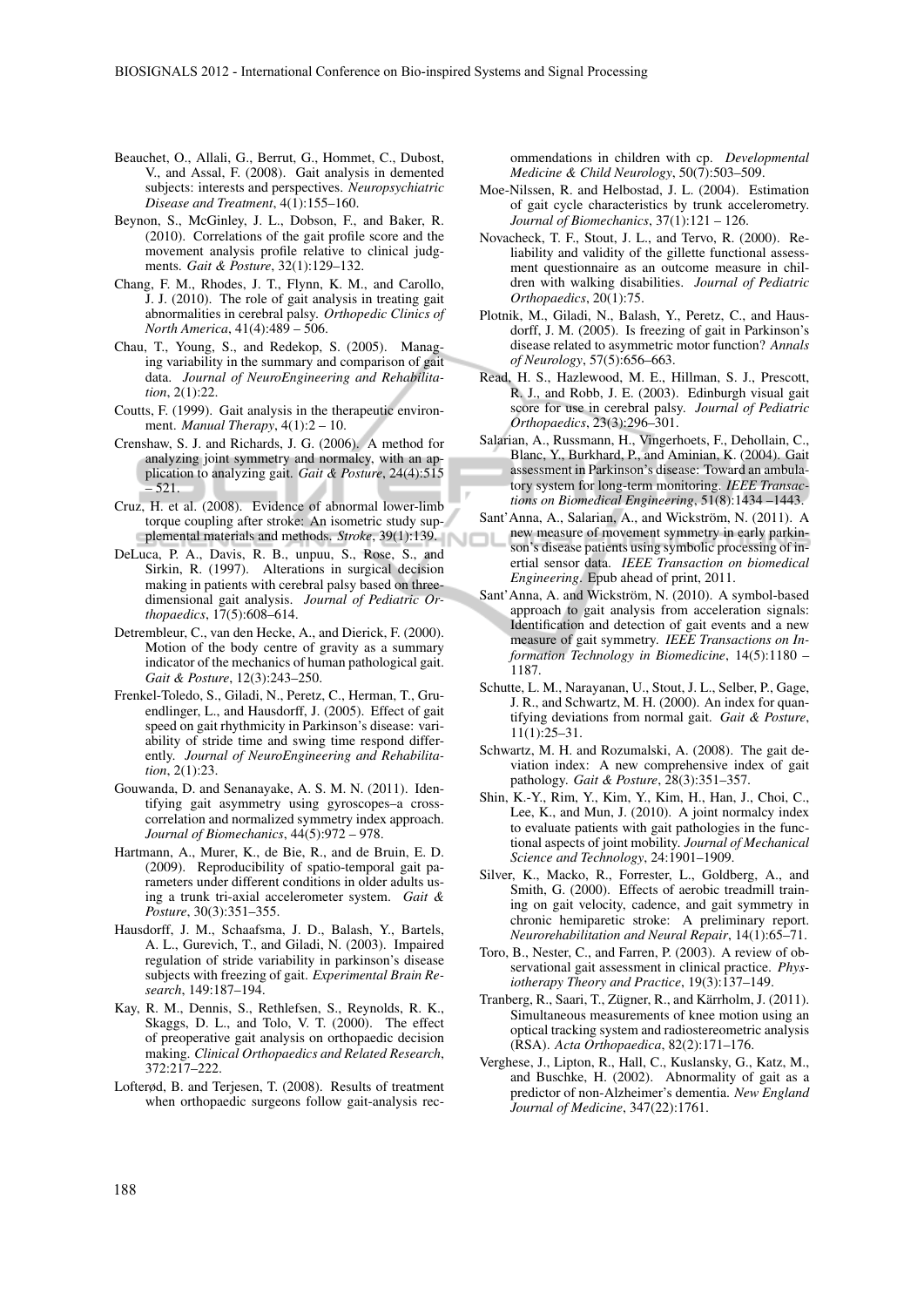Beauchet, O., Allali, G., Berrut, G., Hommet, C., Dubost, V., and Assal, F. (2008). Gait analysis in demented subjects: interests and perspectives. *Neuropsychiatric Disease and Treatment*, 4(1):155–160.

Beynon, S., McGinley, J. L., Dobson, F., and Baker, R. (2010). Correlations of the gait profile score and the movement analysis profile relative to clinical judgments. *Gait & Posture*, 32(1):129–132.

Chang, F. M., Rhodes, J. T., Flynn, K. M., and Carollo, J. J. (2010). The role of gait analysis in treating gait abnormalities in cerebral palsy. *Orthopedic Clinics of North America*, 41(4):489 – 506.

Chau, T., Young, S., and Redekop, S. (2005). Managing variability in the summary and comparison of gait data. *Journal of NeuroEngineering and Rehabilitation*, 2(1):22.

Coutts, F. (1999). Gait analysis in the therapeutic environment. *Manual Therapy*, 4(1):2 – 10.

Crenshaw, S. J. and Richards, J. G. (2006). A method for analyzing joint symmetry and normalcy, with an application to analyzing gait. *Gait & Posture*, 24(4):515 – 521.

Cruz, H. et al. (2008). Evidence of abnormal lower-limb torque coupling after stroke: An isometric study supplemental materials and methods. *Stroke*, 39(1):139.

DeLuca, P. A., Davis, R. B., unpuu, S., Rose, S., and Sirkin, R. (1997). Alterations in surgical decision making in patients with cerebral palsy based on three-dimensional gait analysis. *Journal of Pediatric Orthopaedics*, 17(5):608–614.

Detrembleur, C., van den Hecke, A., and Dierick, F. (2000). Motion of the body centre of gravity as a summary indicator of the mechanics of human pathological gait. *Gait & Posture*, 12(3):243–250.

Frenkel-Toledo, S., Giladi, N., Peretz, C., Herman, T., Gruendlinger, L., and Hausdorff, J. (2005). Effect of gait speed on gait rhythmicity in Parkinson's disease: variability of stride time and swing time respond differently. *Journal of NeuroEngineering and Rehabilitation*, 2(1):23.

Gouwanda, D. and Senanayake, A. S. M. N. (2011). Identifying gait asymmetry using gyroscopes–a cross-correlation and normalized symmetry index approach. *Journal of Biomechanics*, 44(5):972 – 978.

Hartmann, A., Murer, K., de Bie, R., and de Bruin, E. D. (2009). Reproducibility of spatio-temporal gait parameters under different conditions in older adults using a trunk tri-axial accelerometer system. *Gait & Posture*, 30(3):351–355.

Hausdorff, J. M., Schaafsma, J. D., Balash, Y., Bartels, A. L., Gurevich, T., and Giladi, N. (2003). Impaired regulation of stride variability in parkinson's disease subjects with freezing of gait. *Experimental Brain Research*, 149:187–194.

Kay, R. M., Dennis, S., Rethlefsen, S., Reynolds, R. K., Skaggs, D. L., and Tolo, V. T. (2000). The effect of preoperative gait analysis on orthopaedic decision making. *Clinical Orthopaedics and Related Research*, 372:217–222.

Lofterød, B. and Terjesen, T. (2008). Results of treatment when orthopaedic surgeons follow gait-analysis recommendations in children with cp. *Developmental Medicine & Child Neurology*, 50(7):503–509.

Moe-Nilssen, R. and Helbostad, J. L. (2004). Estimation of gait cycle characteristics by trunk accelerometry. *Journal of Biomechanics*, 37(1):121 – 126.

Novacheck, T. F., Stout, J. L., and Tervo, R. (2000). Reliability and validity of the gillette functional assessment questionnaire as an outcome measure in children with walking disabilities. *Journal of Pediatric Orthopaedics*, 20(1):75.

Plotnik, M., Giladi, N., Balash, Y., Peretz, C., and Hausdorff, J. M. (2005). Is freezing of gait in Parkinson's disease related to asymmetric motor function? *Annals of Neurology*, 57(5):656–663.

Read, H. S., Hazlewood, M. E., Hillman, S. J., Prescott, R. J., and Robb, J. E. (2003). Edinburgh visual gait score for use in cerebral palsy. *Journal of Pediatric Orthopaedics*, 23(3):296–301.

Salarian, A., Russmann, H., Vingerhoets, F., Dehollain, C., Blanc, Y., Burkhard, P., and Aminian, K. (2004). Gait assessment in Parkinson's disease: Toward an ambulatory system for long-term monitoring. *IEEE Transactions on Biomedical Engineering*, 51(8):1434 –1443.

Sant'Anna, A., Salarian, A., and Wickström, N. (2011). A new measure of movement symmetry in early parkinson's disease patients using symbolic processing of inertial sensor data. *IEEE Transaction on biomedical Engineering*. Epub ahead of print, 2011.

Sant'Anna, A. and Wickström, N. (2010). A symbol-based approach to gait analysis from acceleration signals: Identification and detection of gait events and a new measure of gait symmetry. *IEEE Transactions on Information Technology in Biomedicine*, 14(5):1180 – 1187.

Schutte, L. M., Narayanan, U., Stout, J. L., Selber, P., Gage, J. R., and Schwartz, M. H. (2000). An index for quantifying deviations from normal gait. *Gait & Posture*, 11(1):25–31.

Schwartz, M. H. and Rozumalski, A. (2008). The gait deviation index: A new comprehensive index of gait pathology. *Gait & Posture*, 28(3):351–357.

Shin, K.-Y., Rim, Y., Kim, Y., Kim, H., Han, J., Choi, C., Lee, K., and Mun, J. (2010). A joint normalcy index to evaluate patients with gait pathologies in the functional aspects of joint mobility. *Journal of Mechanical Science and Technology*, 24:1901–1909.

Silver, K., Macko, R., Forrester, L., Goldberg, A., and Smith, G. (2000). Effects of aerobic treadmill training on gait velocity, cadence, and gait symmetry in chronic hemiparetic stroke: A preliminary report. *Neurorehabilitation and Neural Repair*, 14(1):65–71.

Toro, B., Nester, C., and Farren, P. (2003). A review of observational gait assessment in clinical practice. *Physiotherapy Theory and Practice*, 19(3):137–149.

Tranberg, R., Saari, T., Zügner, R., and Kärrholm, J. (2011). Simultaneous measurements of knee motion using an optical tracking system and radiostereometric analysis (RSA). *Acta Orthopaedica*, 82(2):171–176.

Verghese, J., Lipton, R., Hall, C., Kuslansky, G., Katz, M., and Buschke, H. (2002). Abnormality of gait as a predictor of non-Alzheimer's dementia. *New England Journal of Medicine*, 347(22):1761.